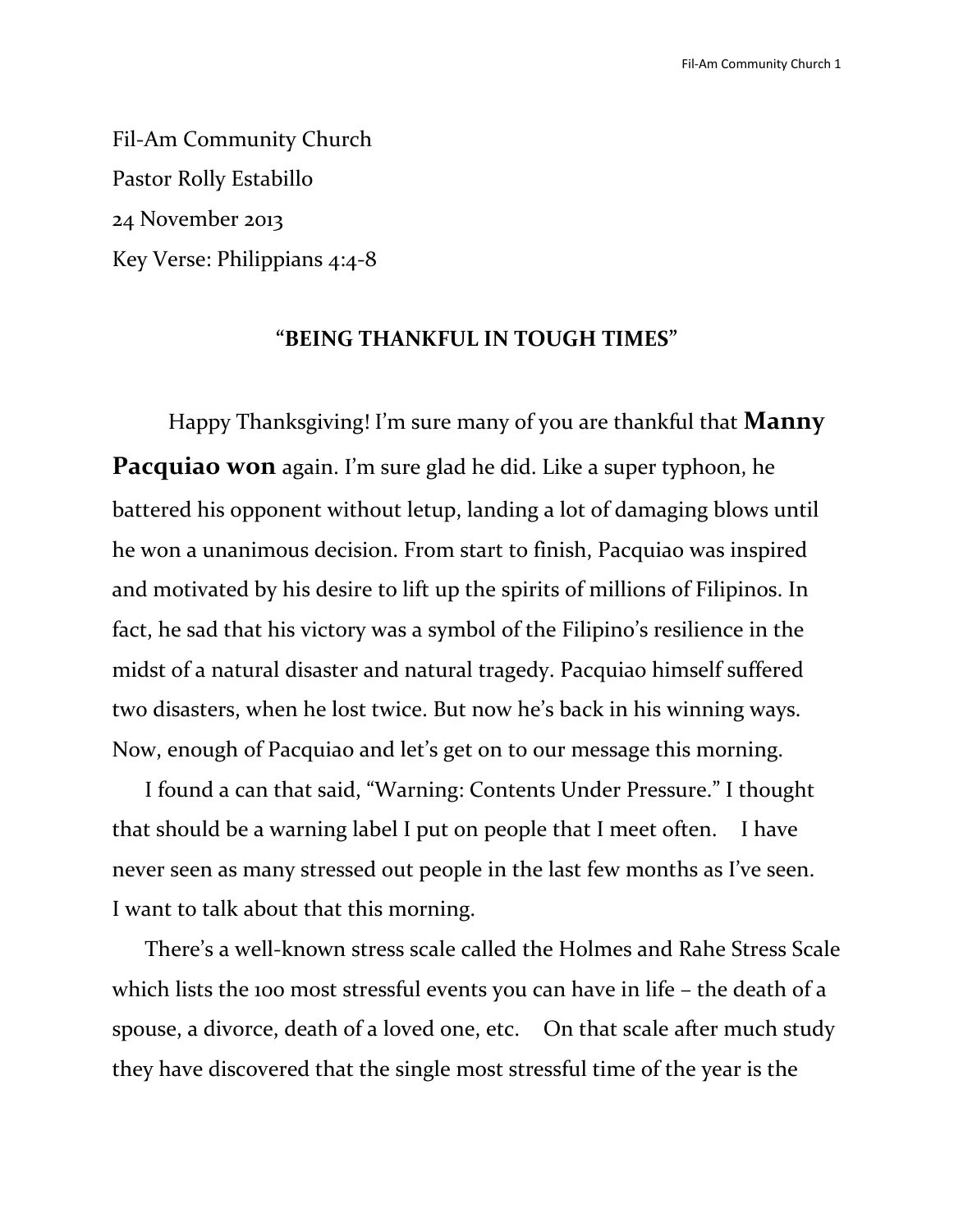Fil-Am Community Church

Pastor Rolly Estabillo

24 November 2013

Key Verse: Philippians 4:4-8

## "BEING THANKFUL IN TOUGH TIMES"

Happy Thanksgiving! I'm sure many of you are thankful that **Manny Pacquiao won** again. I'm sure glad he did. Like a super typhoon, he battered his opponent without letup, landing a lot of damaging blows until he won a unanimous decision. From start to finish, Pacquiao was inspired and motivated by his desire to lift up the spirits of millions of Filipinos. In fact, he sad that his victory was a symbol of the Filipino's resilience in the midst of a natural disaster and natural tragedy. Pacquiao himself suffered two disasters, when he lost twice. But now he's back in his winning ways. Now, enough of Pacquiao and let's get on to our message this morning.

I found a can that said, "Warning: Contents Under Pressure." I thought that should be a warning label I put on people that I meet often. I have never seen as many stressed out people in the last few months as I've seen. I want to talk about that this morning.

There's a well-known stress scale called the Holmes and Rahe Stress Scale which lists the 100 most stressful events you can have in life – the death of a spouse, a divorce, death of a loved one, etc. On that scale after much study they have discovered that the single most stressful time of the year is the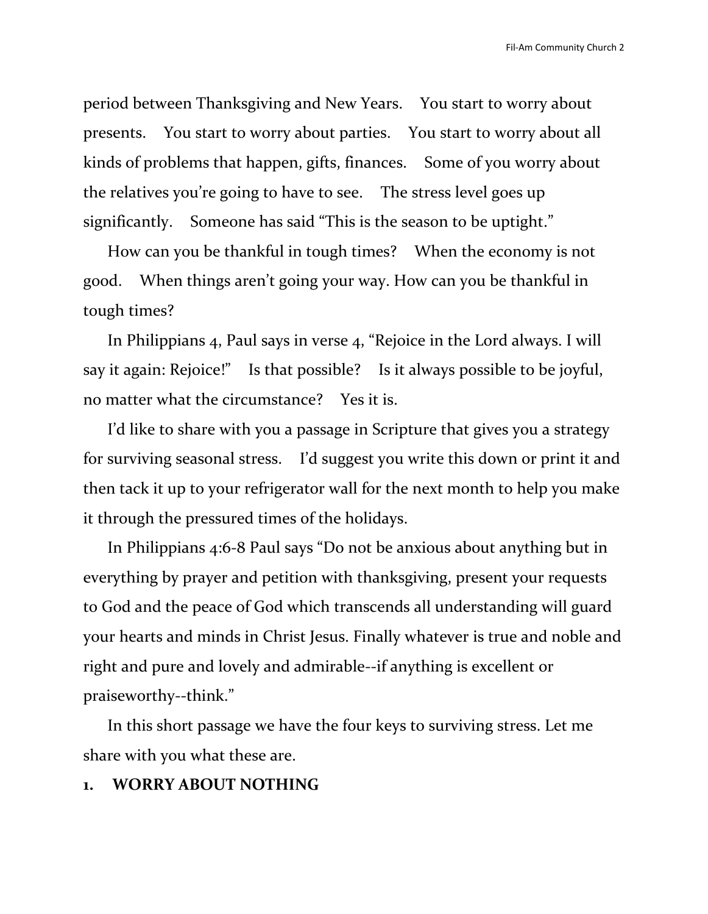period between Thanksgiving and New Years. You start to worry about presents. You start to worry about parties. You start to worry about all kinds of problems that happen, gifts, finances. Some of you worry about the relatives you're going to have to see. The stress level goes up significantly. Someone has said "This is the season to be uptight."

How can you be thankful in tough times? When the economy is not good. When things aren't going your way. How can you be thankful in tough times?

In Philippians 4, Paul says in verse 4, "Rejoice in the Lord always. I will say it again: Rejoice!" Is that possible? Is it always possible to be joyful, no matter what the circumstance? Yes it is.

I'd like to share with you a passage in Scripture that gives you a strategy for surviving seasonal stress. I'd suggest you write this down or print it and then tack it up to your refrigerator wall for the next month to help you make it through the pressured times of the holidays.

In Philippians 4:6-8 Paul says "Do not be anxious about anything but in everything by prayer and petition with thanksgiving, present your requests to God and the peace of God which transcends all understanding will guard your hearts and minds in Christ Jesus. Finally whatever is true and noble and right and pure and lovely and admirable--if anything is excellent or praiseworthy--think."

In this short passage we have the four keys to surviving stress. Let me share with you what these are.

**1. WORRY ABOUT NOTHING**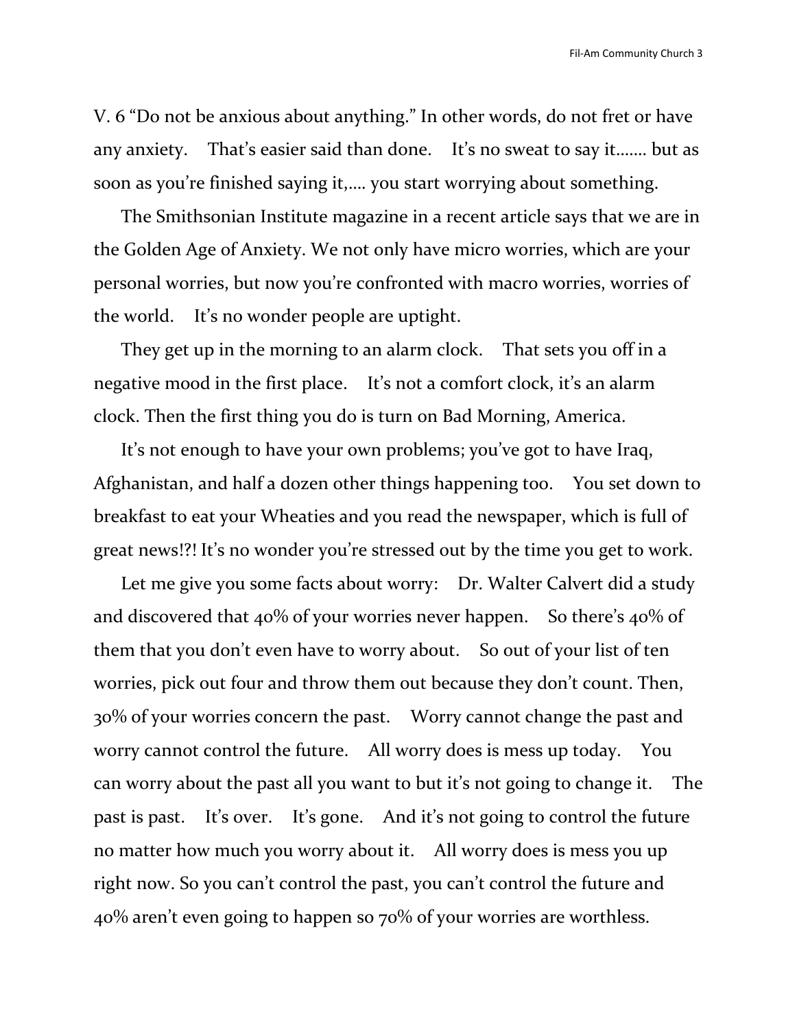V. 6 “Do not be anxious about anything.” In other words, do not fret or have any anxiety. That’s easier said than done. It’s no sweat to say it……. but as soon as you’re finished saying it,…. you start worrying about something.

The Smithsonian Institute magazine in a recent article says that we are in the Golden Age of Anxiety. We not only have micro worries, which are your personal worries, but now you’re confronted with macro worries, worries of the world. It’s no wonder people are uptight.

They get up in the morning to an alarm clock. That sets you off in a negative mood in the first place. It’s not a comfort clock, it’s an alarm clock. Then the first thing you do is turn on Bad Morning, America.

It’s not enough to have your own problems; you’ve got to have Iraq, Afghanistan, and half a dozen other things happening too. You set down to breakfast to eat your Wheaties and you read the newspaper, which is full of great news!?! It’s no wonder you’re stressed out by the time you get to work.

Let me give you some facts about worry: Dr. Walter Calvert did a study and discovered that 40% of your worries never happen. So there’s 40% of them that you don’t even have to worry about. So out of your list of ten worries, pick out four and throw them out because they don’t count. Then, 30% of your worries concern the past. Worry cannot change the past and worry cannot control the future. All worry does is mess up today. You can worry about the past all you want to but it’s not going to change it. The past is past. It’s over. It’s gone. And it’s not going to control the future no matter how much you worry about it. All worry does is mess you up right now. So you can’t control the past, you can’t control the future and 40% aren’t even going to happen so 70% of your worries are worthless.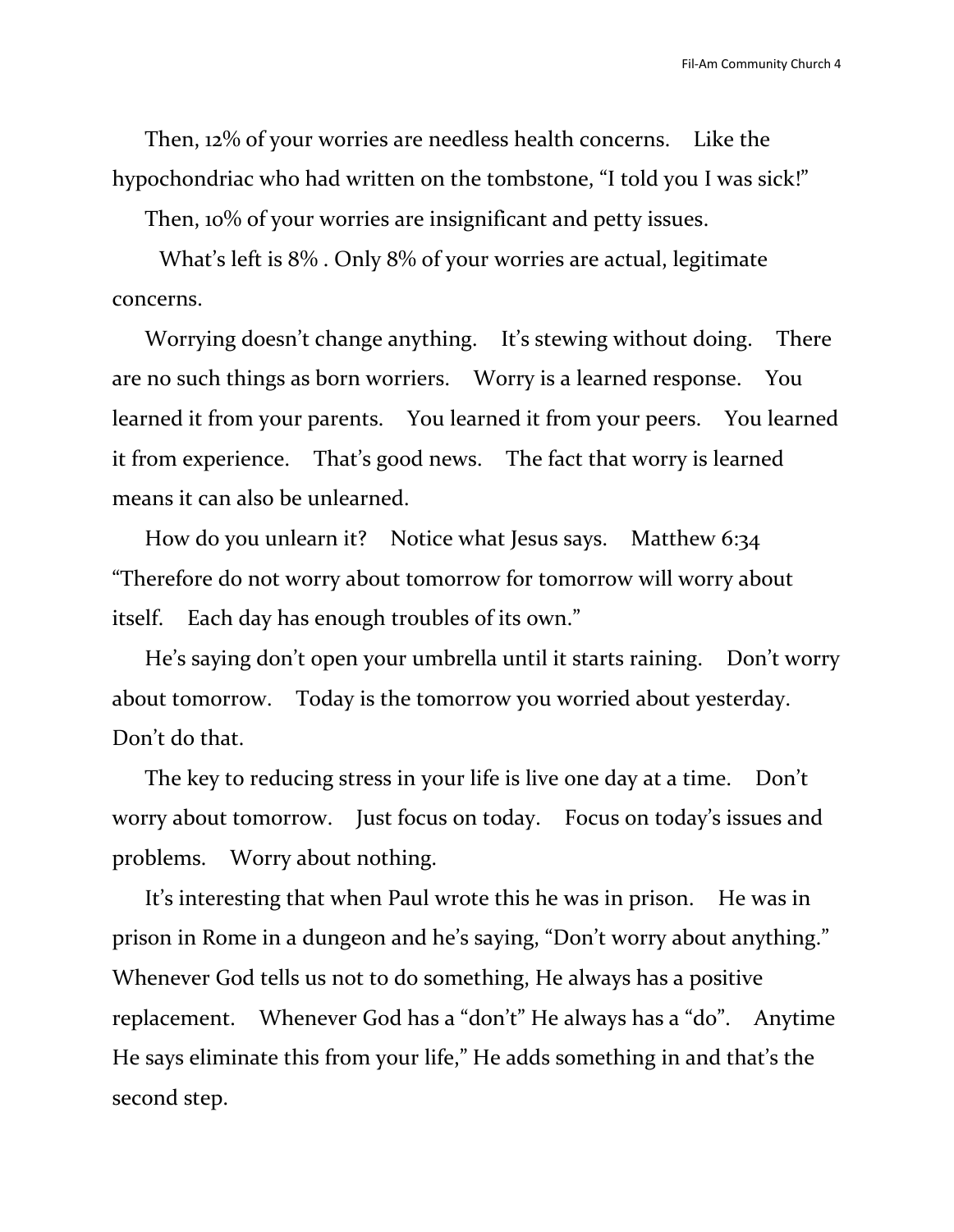Then, 12% of your worries are needless health concerns. Like the hypochondriac who had written on the tombstone, "I told you I was sick!"

Then, 10% of your worries are insignificant and petty issues.

What's left is 8% . Only 8% of your worries are actual, legitimate concerns.

Worrying doesn't change anything. It's stewing without doing. There are no such things as born worriers. Worry is a learned response. You learned it from your parents. You learned it from your peers. You learned it from experience. That's good news. The fact that worry is learned means it can also be unlearned.

How do you unlearn it? Notice what Jesus says. Matthew 6:34 "Therefore do not worry about tomorrow for tomorrow will worry about itself. Each day has enough troubles of its own."

He's saying don't open your umbrella until it starts raining. Don't worry about tomorrow. Today is the tomorrow you worried about yesterday. Don't do that.

The key to reducing stress in your life is live one day at a time. Don't worry about tomorrow. Just focus on today. Focus on today's issues and problems. Worry about nothing.

It's interesting that when Paul wrote this he was in prison. He was in prison in Rome in a dungeon and he's saying, "Don't worry about anything." Whenever God tells us not to do something, He always has a positive replacement. Whenever God has a "don't" He always has a "do". Anytime He says eliminate this from your life," He adds something in and that's the second step.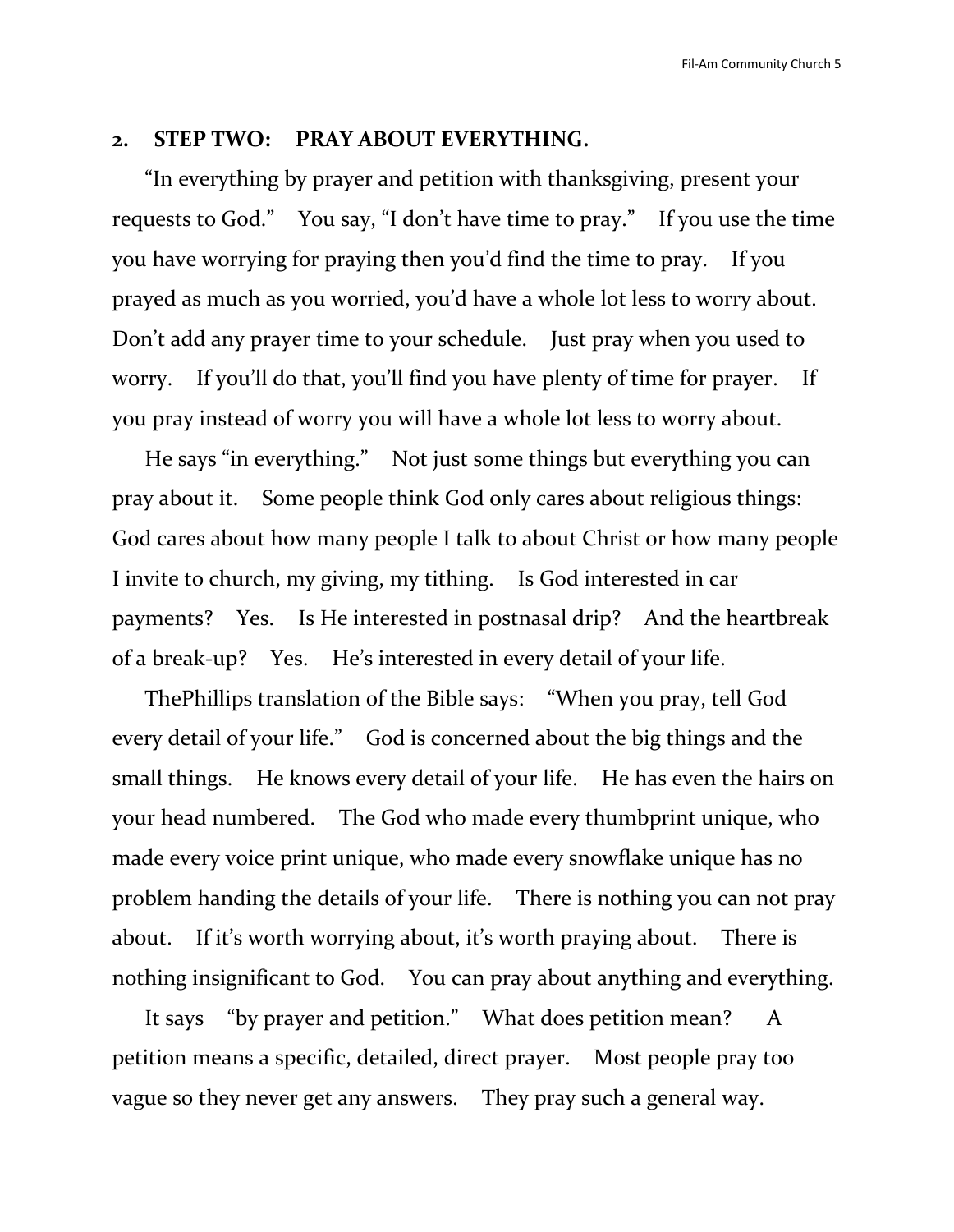## 2. STEP TWO: PRAY ABOUT EVERYTHING.

"In everything by prayer and petition with thanksgiving, present your requests to God." You say, "I don't have time to pray." If you use the time you have worrying for praying then you'd find the time to pray. If you prayed as much as you worried, you'd have a whole lot less to worry about. Don't add any prayer time to your schedule. Just pray when you used to worry. If you'll do that, you'll find you have plenty of time for prayer. If you pray instead of worry you will have a whole lot less to worry about.

He says "in everything." Not just some things but everything you can pray about it. Some people think God only cares about religious things: God cares about how many people I talk to about Christ or how many people I invite to church, my giving, my tithing. Is God interested in car payments? Yes. Is He interested in postnasal drip? And the heartbreak of a break-up? Yes. He's interested in every detail of your life.

ThePhillips translation of the Bible says: "When you pray, tell God every detail of your life." God is concerned about the big things and the small things. He knows every detail of your life. He has even the hairs on your head numbered. The God who made every thumbprint unique, who made every voice print unique, who made every snowflake unique has no problem handing the details of your life. There is nothing you can not pray about. If it's worth worrying about, it's worth praying about. There is nothing insignificant to God. You can pray about anything and everything.

It says "by prayer and petition." What does petition mean? A petition means a specific, detailed, direct prayer. Most people pray too vague so they never get any answers. They pray such a general way.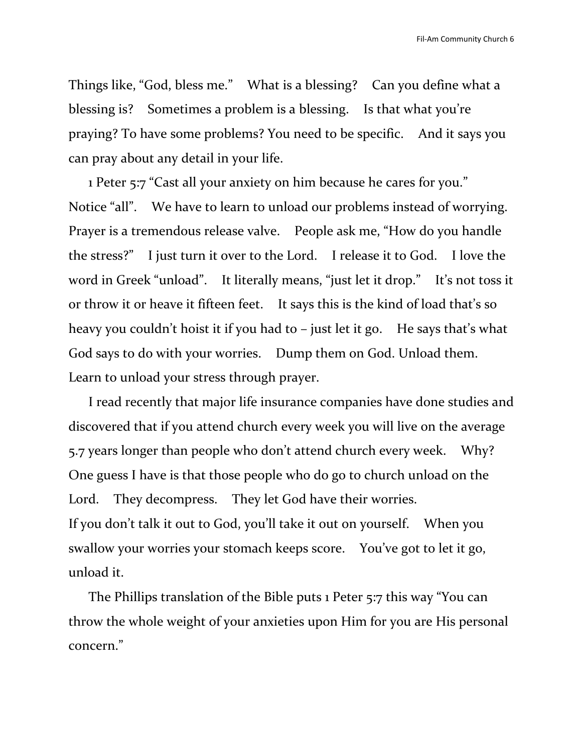Things like, “God, bless me.” What is a blessing? Can you define what a blessing is? Sometimes a problem is a blessing. Is that what you’re praying? To have some problems? You need to be specific. And it says you can pray about any detail in your life.

1 Peter 5:7 “Cast all your anxiety on him because he cares for you.” Notice “all”. We have to learn to unload our problems instead of worrying. Prayer is a tremendous release valve. People ask me, “How do you handle the stress?” I just turn it over to the Lord. I release it to God. I love the word in Greek “unload”. It literally means, “just let it drop.” It’s not toss it or throw it or heave it fifteen feet. It says this is the kind of load that’s so heavy you couldn’t hoist it if you had to – just let it go. He says that’s what God says to do with your worries. Dump them on God. Unload them. Learn to unload your stress through prayer.

I read recently that major life insurance companies have done studies and discovered that if you attend church every week you will live on the average 5.7 years longer than people who don’t attend church every week. Why? One guess I have is that those people who do go to church unload on the Lord. They decompress. They let God have their worries.
If you don’t talk it out to God, you’ll take it out on yourself. When you swallow your worries your stomach keeps score. You’ve got to let it go, unload it.

The Phillips translation of the Bible puts 1 Peter 5:7 this way “You can throw the whole weight of your anxieties upon Him for you are His personal concern.”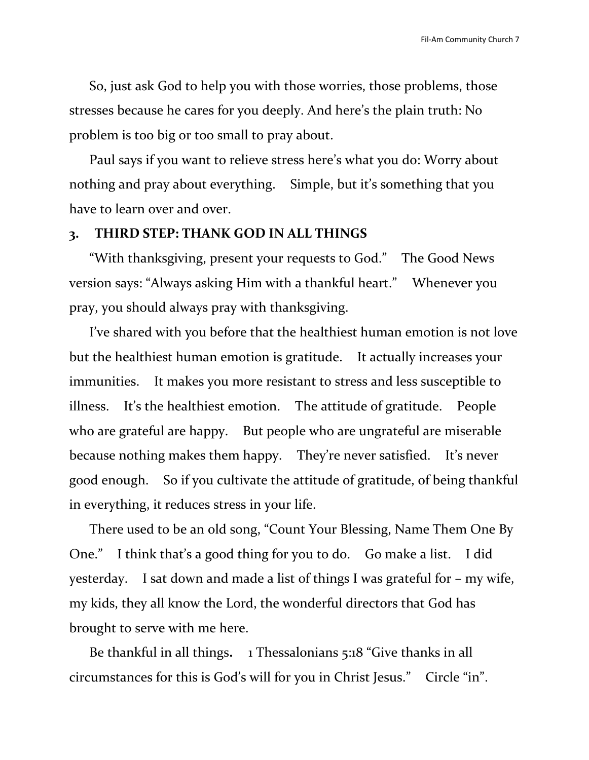So, just ask God to help you with those worries, those problems, those stresses because he cares for you deeply. And here's the plain truth: No problem is too big or too small to pray about.

Paul says if you want to relieve stress here's what you do: Worry about nothing and pray about everything. Simple, but it's something that you have to learn over and over.

### 3. THIRD STEP: THANK GOD IN ALL THINGS

"With thanksgiving, present your requests to God." The Good News version says: "Always asking Him with a thankful heart." Whenever you pray, you should always pray with thanksgiving.

I've shared with you before that the healthiest human emotion is not love but the healthiest human emotion is gratitude. It actually increases your immunities. It makes you more resistant to stress and less susceptible to illness. It's the healthiest emotion. The attitude of gratitude. People who are grateful are happy. But people who are ungrateful are miserable because nothing makes them happy. They're never satisfied. It's never good enough. So if you cultivate the attitude of gratitude, of being thankful in everything, it reduces stress in your life.

There used to be an old song, "Count Your Blessing, Name Them One By One." I think that's a good thing for you to do. Go make a list. I did yesterday. I sat down and made a list of things I was grateful for – my wife, my kids, they all know the Lord, the wonderful directors that God has brought to serve with me here.

Be thankful in all things**.** 1 Thessalonians 5:18 "Give thanks in all circumstances for this is God's will for you in Christ Jesus." Circle "in".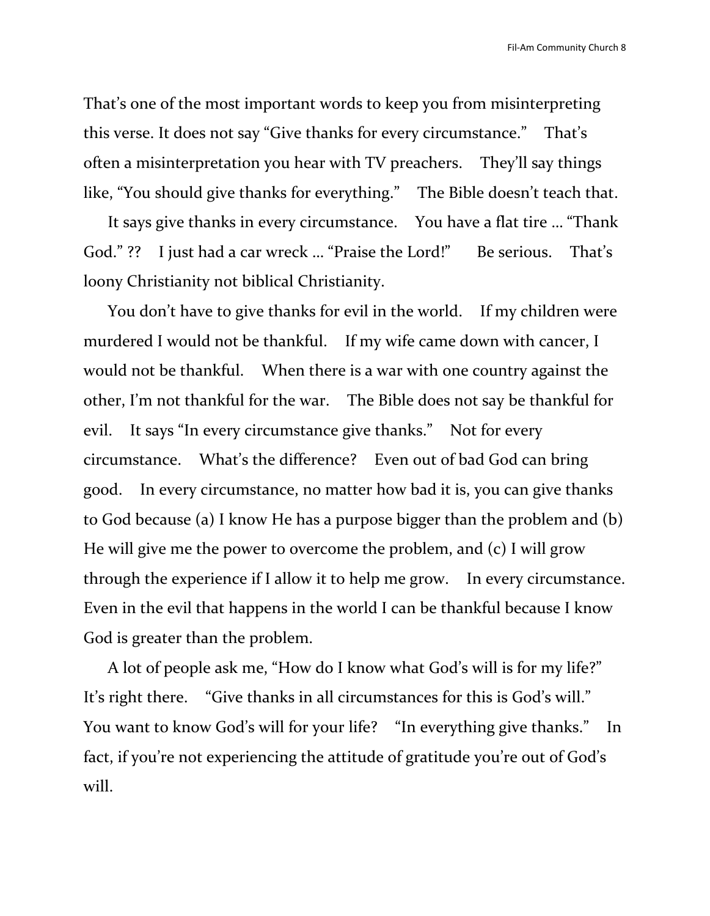That's one of the most important words to keep you from misinterpreting this verse. It does not say "Give thanks for every circumstance." That's often a misinterpretation you hear with TV preachers. They'll say things like, "You should give thanks for everything." The Bible doesn't teach that.

It says give thanks in every circumstance. You have a flat tire … "Thank God." ?? I just had a car wreck … "Praise the Lord!" Be serious. That's loony Christianity not biblical Christianity.

You don't have to give thanks for evil in the world. If my children were murdered I would not be thankful. If my wife came down with cancer, I would not be thankful. When there is a war with one country against the other, I'm not thankful for the war. The Bible does not say be thankful for evil. It says "In every circumstance give thanks." Not for every circumstance. What's the difference? Even out of bad God can bring good. In every circumstance, no matter how bad it is, you can give thanks to God because (a) I know He has a purpose bigger than the problem and (b) He will give me the power to overcome the problem, and (c) I will grow through the experience if I allow it to help me grow. In every circumstance. Even in the evil that happens in the world I can be thankful because I know God is greater than the problem.

A lot of people ask me, "How do I know what God's will is for my life?" It's right there. "Give thanks in all circumstances for this is God's will." You want to know God's will for your life? "In everything give thanks." In fact, if you're not experiencing the attitude of gratitude you're out of God's will.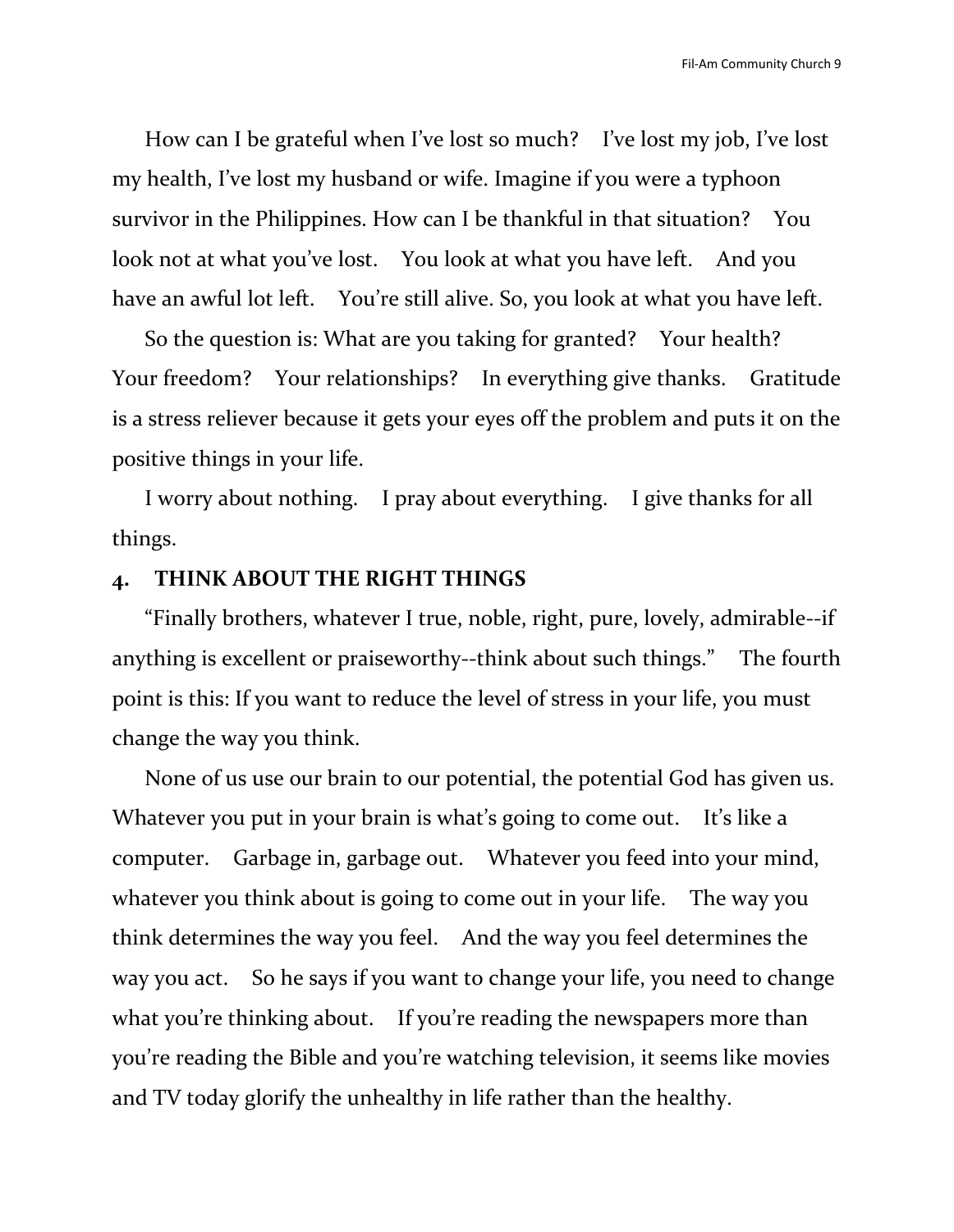How can I be grateful when I've lost so much? I've lost my job, I've lost my health, I've lost my husband or wife. Imagine if you were a typhoon survivor in the Philippines. How can I be thankful in that situation? You look not at what you've lost. You look at what you have left. And you have an awful lot left. You're still alive. So, you look at what you have left.

So the question is: What are you taking for granted? Your health? Your freedom? Your relationships? In everything give thanks. Gratitude is a stress reliever because it gets your eyes off the problem and puts it on the positive things in your life.

I worry about nothing. I pray about everything. I give thanks for all things.

**4. THINK ABOUT THE RIGHT THINGS**

"Finally brothers, whatever I true, noble, right, pure, lovely, admirable--if anything is excellent or praiseworthy--think about such things." The fourth point is this: If you want to reduce the level of stress in your life, you must change the way you think.

None of us use our brain to our potential, the potential God has given us. Whatever you put in your brain is what's going to come out. It's like a computer. Garbage in, garbage out. Whatever you feed into your mind, whatever you think about is going to come out in your life. The way you think determines the way you feel. And the way you feel determines the way you act. So he says if you want to change your life, you need to change what you're thinking about. If you're reading the newspapers more than you're reading the Bible and you're watching television, it seems like movies and TV today glorify the unhealthy in life rather than the healthy.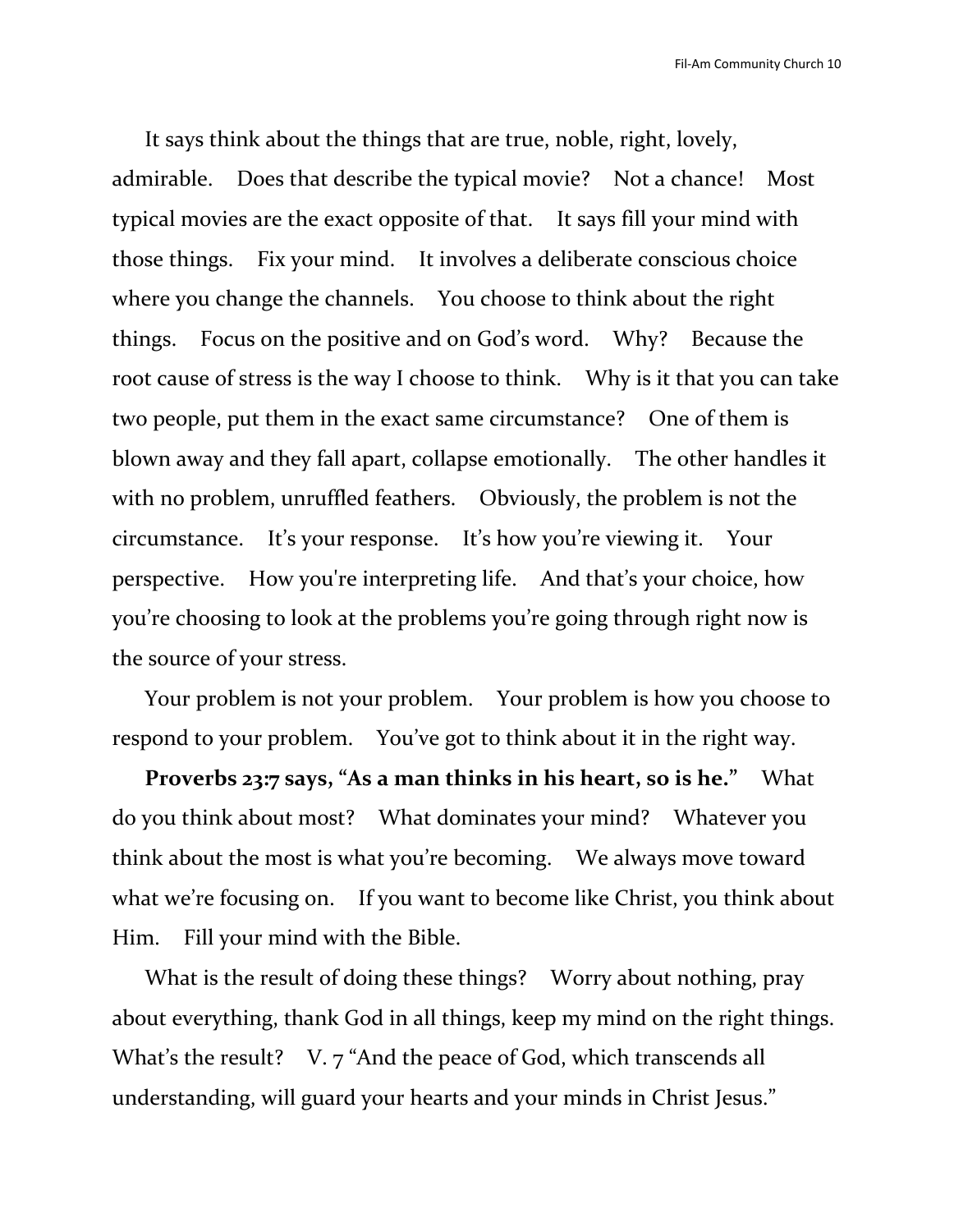It says think about the things that are true, noble, right, lovely, admirable. Does that describe the typical movie? Not a chance! Most typical movies are the exact opposite of that. It says fill your mind with those things. Fix your mind. It involves a deliberate conscious choice where you change the channels. You choose to think about the right things. Focus on the positive and on God's word. Why? Because the root cause of stress is the way I choose to think. Why is it that you can take two people, put them in the exact same circumstance? One of them is blown away and they fall apart, collapse emotionally. The other handles it with no problem, unruffled feathers. Obviously, the problem is not the circumstance. It's your response. It's how you're viewing it. Your perspective. How you're interpreting life. And that's your choice, how you're choosing to look at the problems you're going through right now is the source of your stress.

Your problem is not your problem. Your problem is how you choose to respond to your problem. You've got to think about it in the right way.

**Proverbs 23:7 says, "As a man thinks in his heart, so is he."** What do you think about most? What dominates your mind? Whatever you think about the most is what you're becoming. We always move toward what we're focusing on. If you want to become like Christ, you think about Him. Fill your mind with the Bible.

What is the result of doing these things? Worry about nothing, pray about everything, thank God in all things, keep my mind on the right things. What's the result? V. 7 "And the peace of God, which transcends all understanding, will guard your hearts and your minds in Christ Jesus."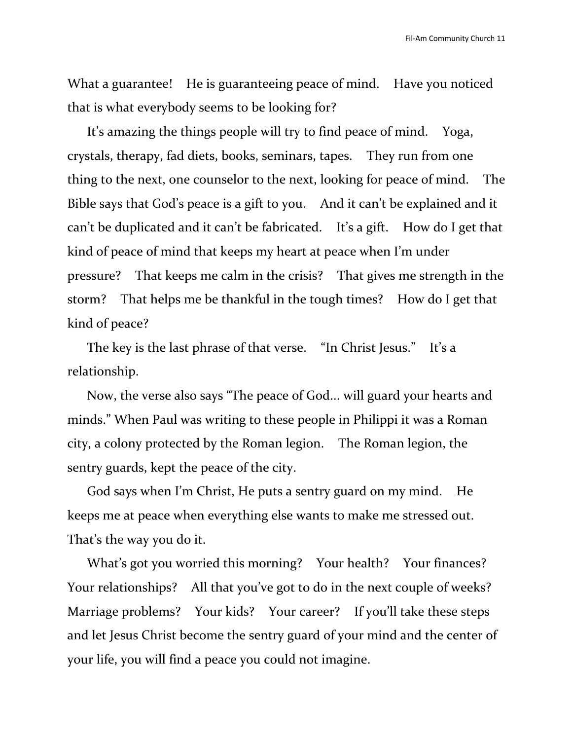What a guarantee! He is guaranteeing peace of mind. Have you noticed that is what everybody seems to be looking for?

It's amazing the things people will try to find peace of mind. Yoga, crystals, therapy, fad diets, books, seminars, tapes. They run from one thing to the next, one counselor to the next, looking for peace of mind. The Bible says that God's peace is a gift to you. And it can't be explained and it can't be duplicated and it can't be fabricated. It's a gift. How do I get that kind of peace of mind that keeps my heart at peace when I'm under pressure? That keeps me calm in the crisis? That gives me strength in the storm? That helps me be thankful in the tough times? How do I get that kind of peace?

The key is the last phrase of that verse. "In Christ Jesus." It's a relationship.

Now, the verse also says "The peace of God… will guard your hearts and minds." When Paul was writing to these people in Philippi it was a Roman city, a colony protected by the Roman legion. The Roman legion, the sentry guards, kept the peace of the city.

God says when I'm Christ, He puts a sentry guard on my mind. He keeps me at peace when everything else wants to make me stressed out. That's the way you do it.

What's got you worried this morning? Your health? Your finances? Your relationships? All that you've got to do in the next couple of weeks? Marriage problems? Your kids? Your career? If you'll take these steps and let Jesus Christ become the sentry guard of your mind and the center of your life, you will find a peace you could not imagine.